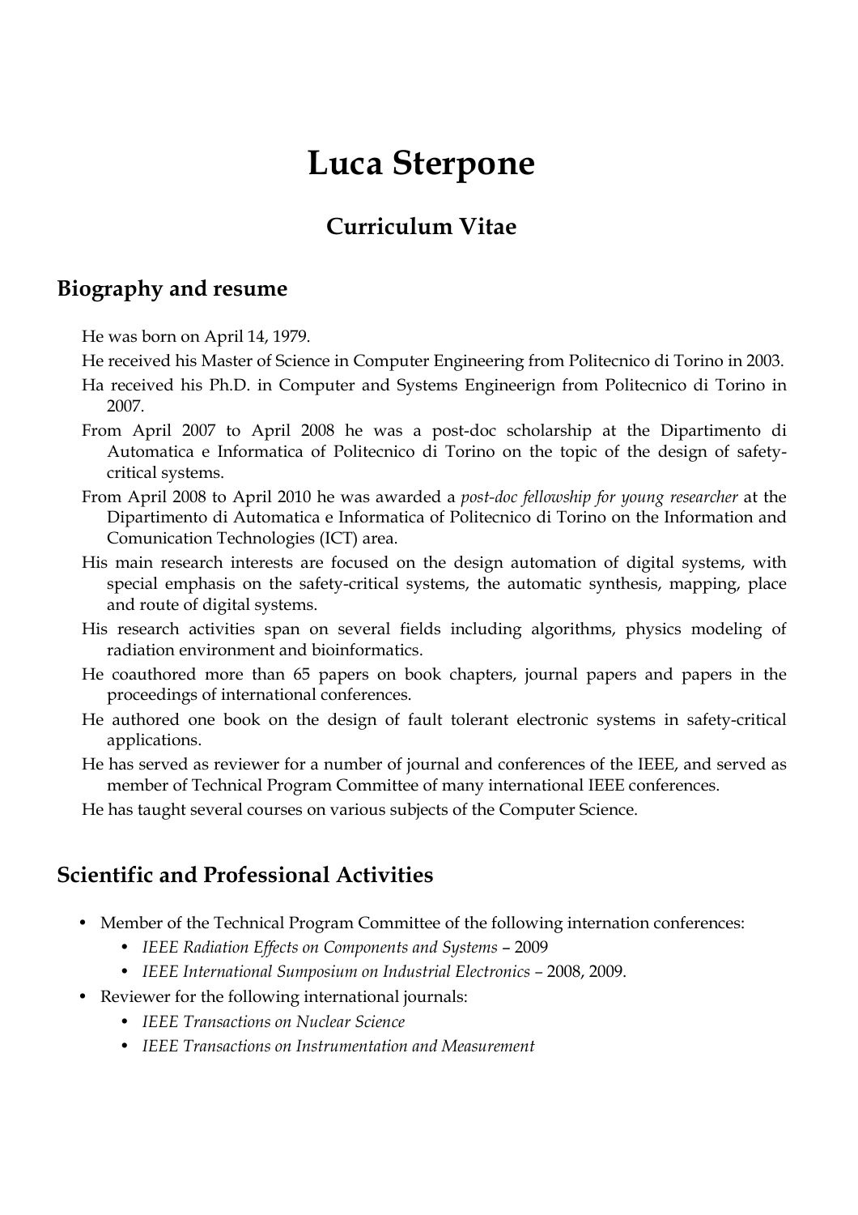# Luca Sterpone

## Curriculum Vitae

## Biography and resume

He was born on April 14, 1979.

He received his Master of Science in Computer Engineering from Politecnico di Torino in 2003.

Ha received his Ph.D. in Computer and Systems Engineerign from Politecnico di Torino in 2007.

From April 2007 to April 2008 he was a post-doc scholarship at the Dipartimento di Automatica e Informatica of Politecnico di Torino on the topic of the design of safety-critical systems.

From April 2008 to April 2010 he was awarded a *post-doc fellowship for young researcher* at the Dipartimento di Automatica e Informatica of Politecnico di Torino on the Information and Comunication Technologies (ICT) area.

His main research interests are focused on the design automation of digital systems, with special emphasis on the safety-critical systems, the automatic synthesis, mapping, place and route of digital systems.

His research activities span on several fields including algorithms, physics modeling of radiation environment and bioinformatics.

He coauthored more than 65 papers on book chapters, journal papers and papers in the proceedings of international conferences.

He authored one book on the design of fault tolerant electronic systems in safety-critical applications.

He has served as reviewer for a number of journal and conferences of the IEEE, and served as member of Technical Program Committee of many international IEEE conferences.

He has taught several courses on various subjects of the Computer Science.

## Scientific and Professional Activities

- Member of the Technical Program Committee of the following internation conferences:
  - *IEEE Radiation Effects on Components and Systems* – 2009
  - *IEEE International Sumposium on Industrial Electronics* – 2008, 2009.
- Reviewer for the following international journals:
  - *IEEE Transactions on Nuclear Science*
  - *IEEE Transactions on Instrumentation and Measurement*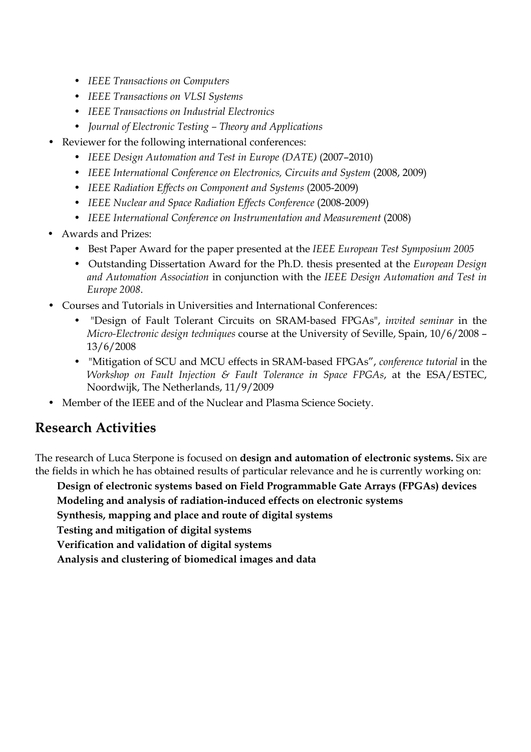- *IEEE Transactions on Computers*
  - *IEEE Transactions on VLSI Systems*
  - *IEEE Transactions on Industrial Electronics*
  - *Journal of Electronic Testing – Theory and Applications*
- Reviewer for the following international conferences:
  - *IEEE Design Automation and Test in Europe (DATE)* (2007–2010)
  - *IEEE International Conference on Electronics, Circuits and System* (2008, 2009)
  - *IEEE Radiation Effects on Component and Systems* (2005-2009)
  - *IEEE Nuclear and Space Radiation Effects Conference* (2008-2009)
  - *IEEE International Conference on Instrumentation and Measurement* (2008)
- Awards and Prizes:
  - Best Paper Award for the paper presented at the *IEEE European Test Symposium 2005*
  - Outstanding Dissertation Award for the Ph.D. thesis presented at the *European Design and Automation Association* in conjunction with the *IEEE Design Automation and Test in Europe 2008*.
- Courses and Tutorials in Universities and International Conferences:
  - "Design of Fault Tolerant Circuits on SRAM-based FPGAs", *invited seminar* in the *Micro-Electronic design techniques* course at the University of Seville, Spain, 10/6/2008 – 13/6/2008
  - "Mitigation of SCU and MCU effects in SRAM-based FPGAs", *conference tutorial* in the *Workshop on Fault Injection & Fault Tolerance in Space FPGAs*, at the ESA/ESTEC, Noordwijk, The Netherlands, 11/9/2009
- Member of the IEEE and of the Nuclear and Plasma Science Society.

## Research Activities

The research of Luca Sterpone is focused on **design and automation of electronic systems.** Six are the fields in which he has obtained results of particular relevance and he is currently working on:

**Design of electronic systems based on Field Programmable Gate Arrays (FPGAs) devices**
**Modeling and analysis of radiation-induced effects on electronic systems**
**Synthesis, mapping and place and route of digital systems**
**Testing and mitigation of digital systems**
**Verification and validation of digital systems**
**Analysis and clustering of biomedical images and data**